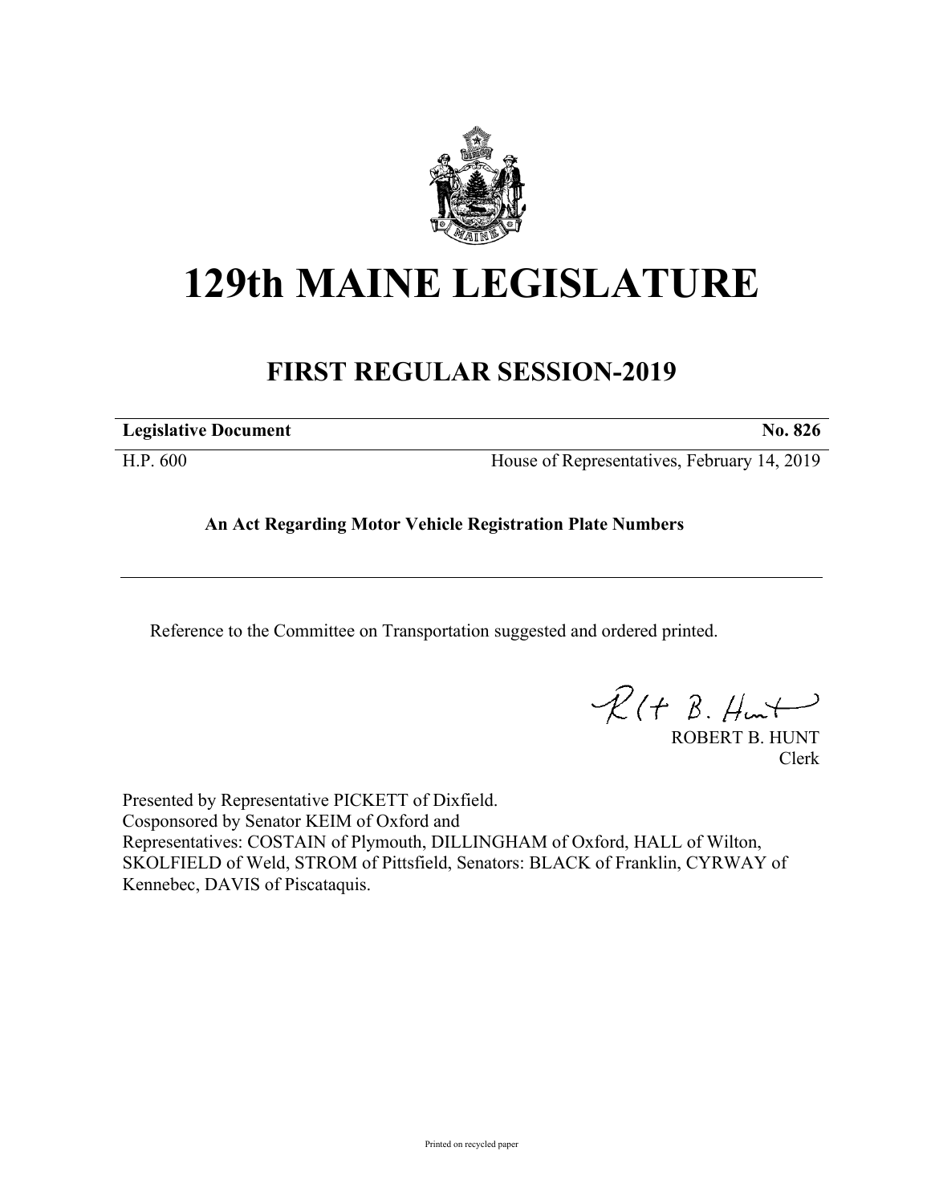# 129th MAINE LEGISLATURE

## FIRST REGULAR SESSION-2019

**Legislative Document** **No. 826**

H.P. 600 House of Representatives, February 14, 2019

**An Act Regarding Motor Vehicle Registration Plate Numbers**

Reference to the Committee on Transportation suggested and ordered printed.

ROBERT B. HUNT
Clerk

Presented by Representative PICKETT of Dixfield.
Cosponsored by Senator KEIM of Oxford and
Representatives: COSTAIN of Plymouth, DILLINGHAM of Oxford, HALL of Wilton, SKOLFIELD of Weld, STROM of Pittsfield, Senators: BLACK of Franklin, CYRWAY of Kennebec, DAVIS of Piscataquis.

Printed on recycled paper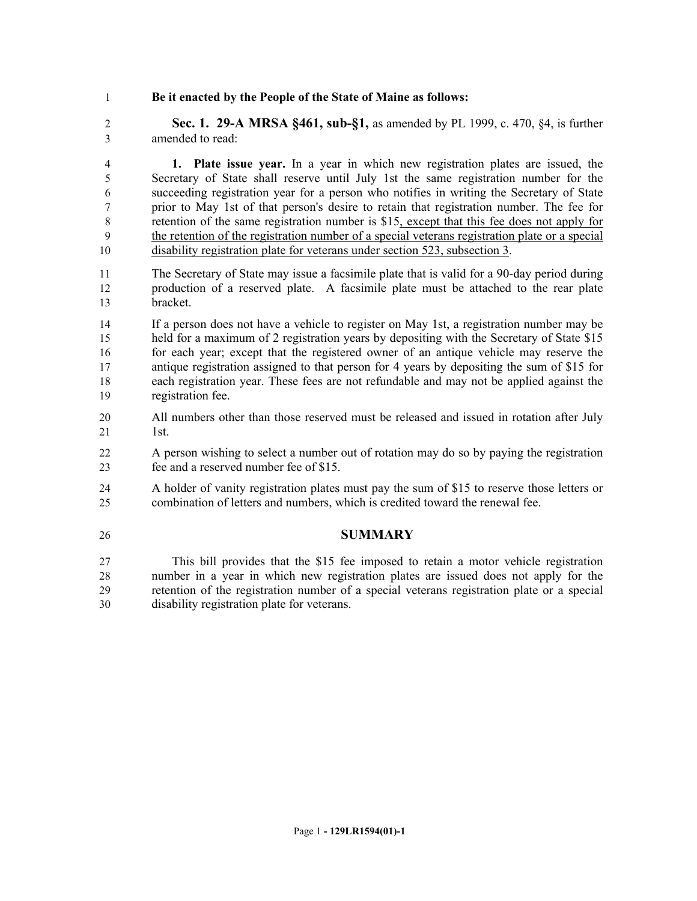**Be it enacted by the People of the State of Maine as follows:**

**Sec. 1. 29-A MRSA §461, sub-§1,** as amended by PL 1999, c. 470, §4, is further amended to read:

**1. Plate issue year.** In a year in which new registration plates are issued, the Secretary of State shall reserve until July 1st the same registration number for the succeeding registration year for a person who notifies in writing the Secretary of State prior to May 1st of that person's desire to retain that registration number. The fee for retention of the same registration number is $15, except that this fee does not apply for the retention of the registration number of a special veterans registration plate or a special disability registration plate for veterans under section 523, subsection 3.

The Secretary of State may issue a facsimile plate that is valid for a 90-day period during production of a reserved plate. A facsimile plate must be attached to the rear plate bracket.

If a person does not have a vehicle to register on May 1st, a registration number may be held for a maximum of 2 registration years by depositing with the Secretary of State $15 for each year; except that the registered owner of an antique vehicle may reserve the antique registration assigned to that person for 4 years by depositing the sum of $15 for each registration year. These fees are not refundable and may not be applied against the registration fee.

All numbers other than those reserved must be released and issued in rotation after July 1st.

A person wishing to select a number out of rotation may do so by paying the registration fee and a reserved number fee of $15.

A holder of vanity registration plates must pay the sum of $15 to reserve those letters or combination of letters and numbers, which is credited toward the renewal fee.

## SUMMARY

This bill provides that the $15 fee imposed to retain a motor vehicle registration number in a year in which new registration plates are issued does not apply for the retention of the registration number of a special veterans registration plate or a special disability registration plate for veterans.